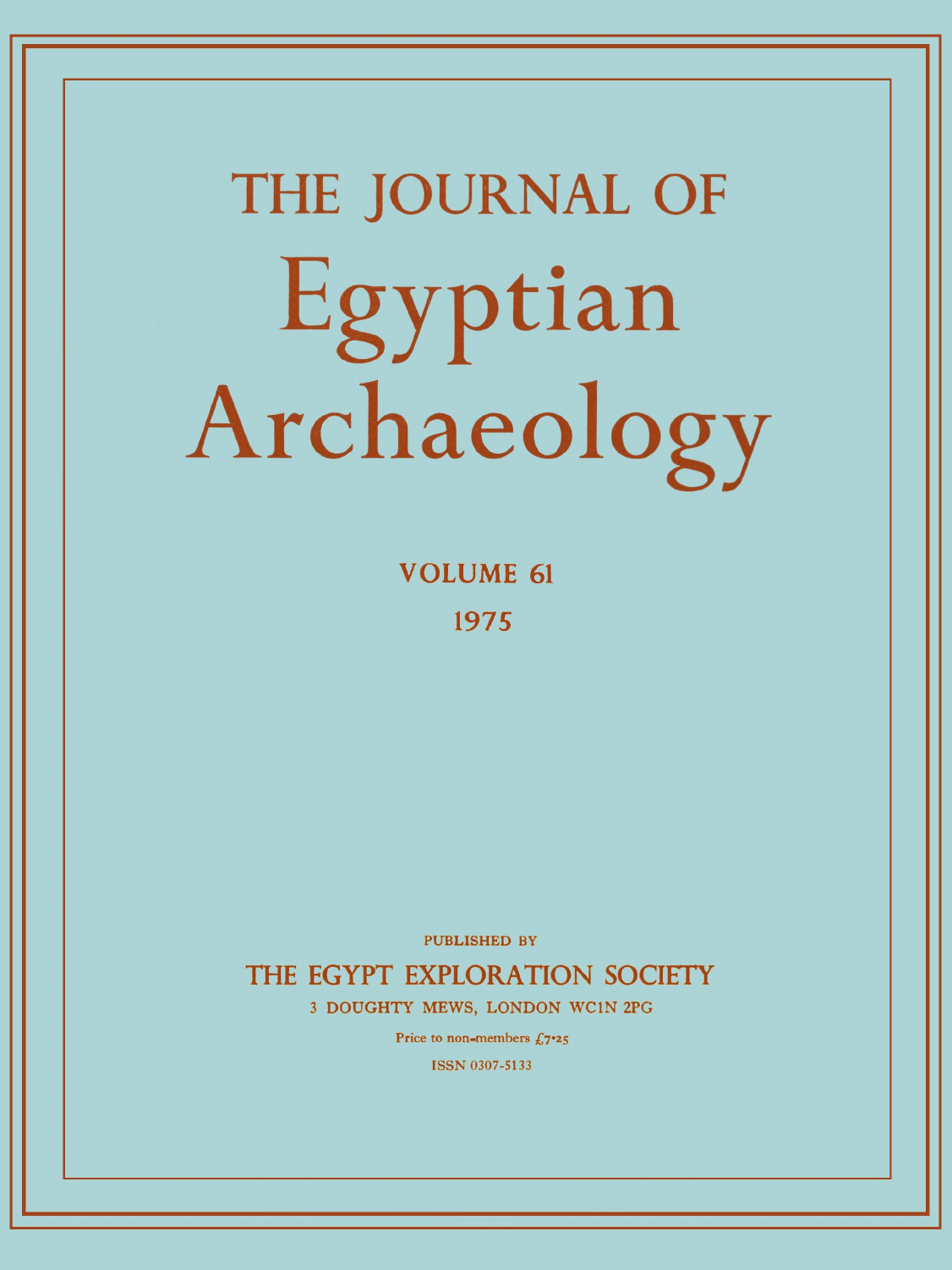# THE JOURNAL OF Egyptian Archaeology

VOLUME 61

1975

PUBLISHED BY

THE EGYPT EXPLORATION SOCIETY

3 DOUGHTY MEWS, LONDON WC1N 2PG

Price to non-members £7·25

ISSN 0307-5133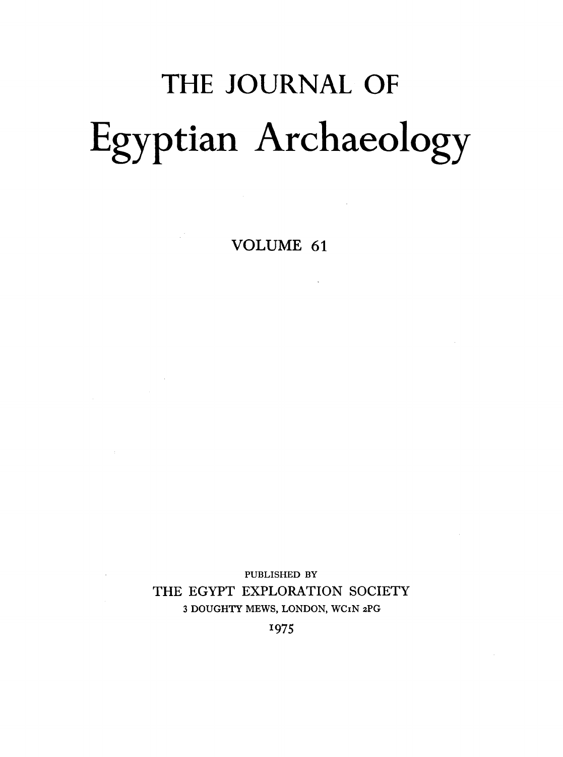# THE JOURNAL OF

# Egyptian Archaeology

## VOLUME 61

PUBLISHED BY
THE EGYPT EXPLORATION SOCIETY
3 DOUGHTY MEWS, LONDON, WC1N 2PG
1975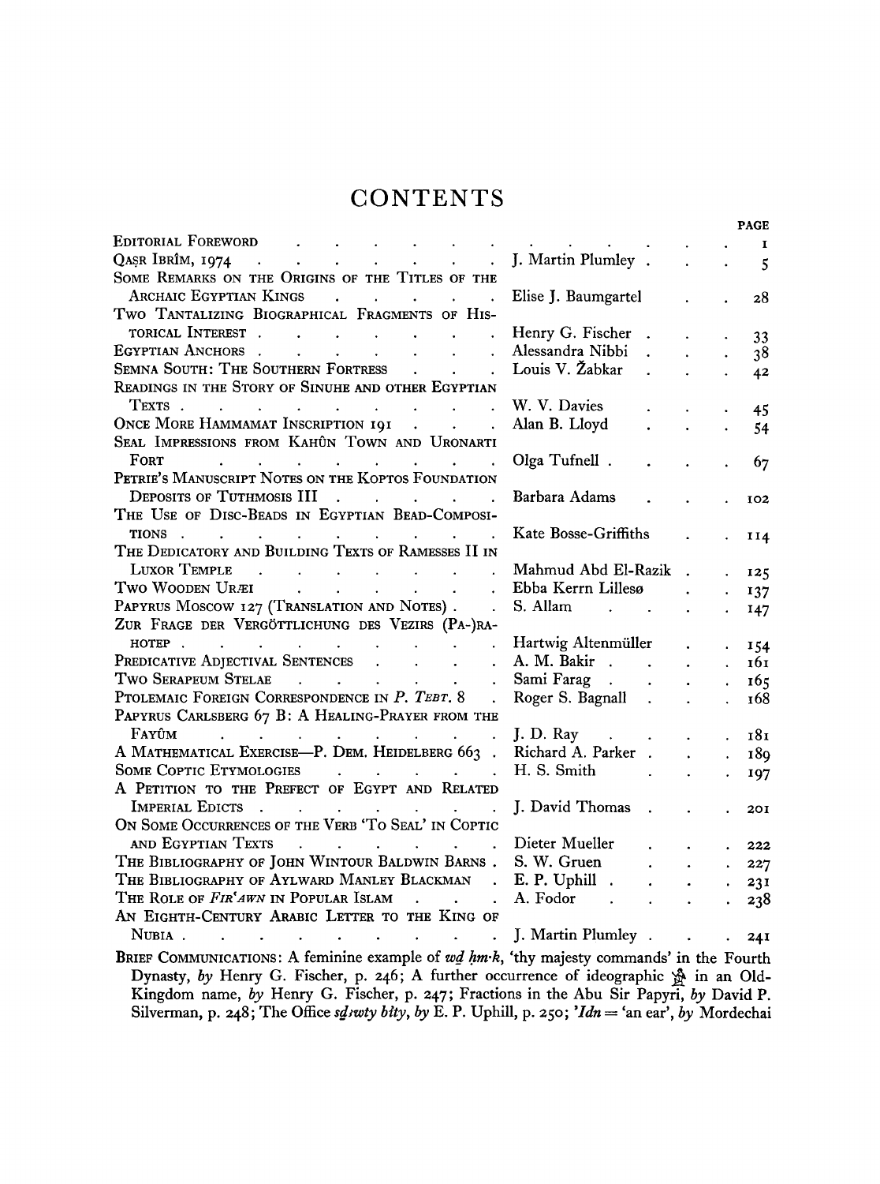# CONTENTS

| | | PAGE |
|---|---|---|
| Editorial Foreword | | 1 |
| Qaṣr Ibrîm, 1974 | J. Martin Plumley | 5 |
| Some Remarks on the Origins of the Titles of the Archaic Egyptian Kings | Elise J. Baumgartel | 28 |
| Two Tantalizing Biographical Fragments of Historical Interest | Henry G. Fischer | 33 |
| Egyptian Anchors | Alessandra Nibbi | 38 |
| Semna South: The Southern Fortress | Louis V. Žabkar | 42 |
| Readings in the Story of Sinuhe and other Egyptian Texts | W. V. Davies | 45 |
| Once More Hammamat Inscription 191 | Alan B. Lloyd | 54 |
| Seal Impressions from Kahûn Town and Uronarti Fort | Olga Tufnell | 67 |
| Petrie's Manuscript Notes on the Koptos Foundation Deposits of Tuthmosis III | Barbara Adams | 102 |
| The Use of Disc-Beads in Egyptian Bead-Compositions | Kate Bosse-Griffiths | 114 |
| The Dedicatory and Building Texts of Ramesses II in Luxor Temple | Mahmud Abd El-Razik | 125 |
| Two Wooden Uræi | Ebba Kerrn Lillesø | 137 |
| Papyrus Moscow 127 (Translation and Notes) | S. Allam | 147 |
| Zur Frage der Vergöttlichung des Vezirs (Pa-)Rahotep | Hartwig Altenmüller | 154 |
| Predicative Adjectival Sentences | A. M. Bakir | 161 |
| Two Serapeum Stelae | Sami Farag | 165 |
| Ptolemaic Foreign Correspondence in *P. Tebt.* 8 | Roger S. Bagnall | 168 |
| Papyrus Carlsberg 67 B: A Healing-Prayer from the Fayûm | J. D. Ray | 181 |
| A Mathematical Exercise—P. Dem. Heidelberg 663 | Richard A. Parker | 189 |
| Some Coptic Etymologies | H. S. Smith | 197 |
| A Petition to the Prefect of Egypt and Related Imperial Edicts | J. David Thomas | 201 |
| On Some Occurrences of the Verb 'To Seal' in Coptic and Egyptian Texts | Dieter Mueller | 222 |
| The Bibliography of John Wintour Baldwin Barns | S. W. Gruen | 227 |
| The Bibliography of Aylward Manley Blackman | E. P. Uphill | 231 |
| The Role of *Fir'awn* in Popular Islam | A. Fodor | 238 |
| An Eighth-Century Arabic Letter to the King of Nubia | J. Martin Plumley | 241 |

Brief Communications: A feminine example of *wḏ ḥm·k*, 'thy majesty commands' in the Fourth Dynasty, *by* Henry G. Fischer, p. 246; A further occurrence of ideographic 𓀀 in an Old-Kingdom name, *by* Henry G. Fischer, p. 247; Fractions in the Abu Sir Papyri, *by* David P. Silverman, p. 248; The Office *sḏꜣwty bity*, *by* E. P. Uphill, p. 250; *'Idn* = 'an ear', *by* Mordechai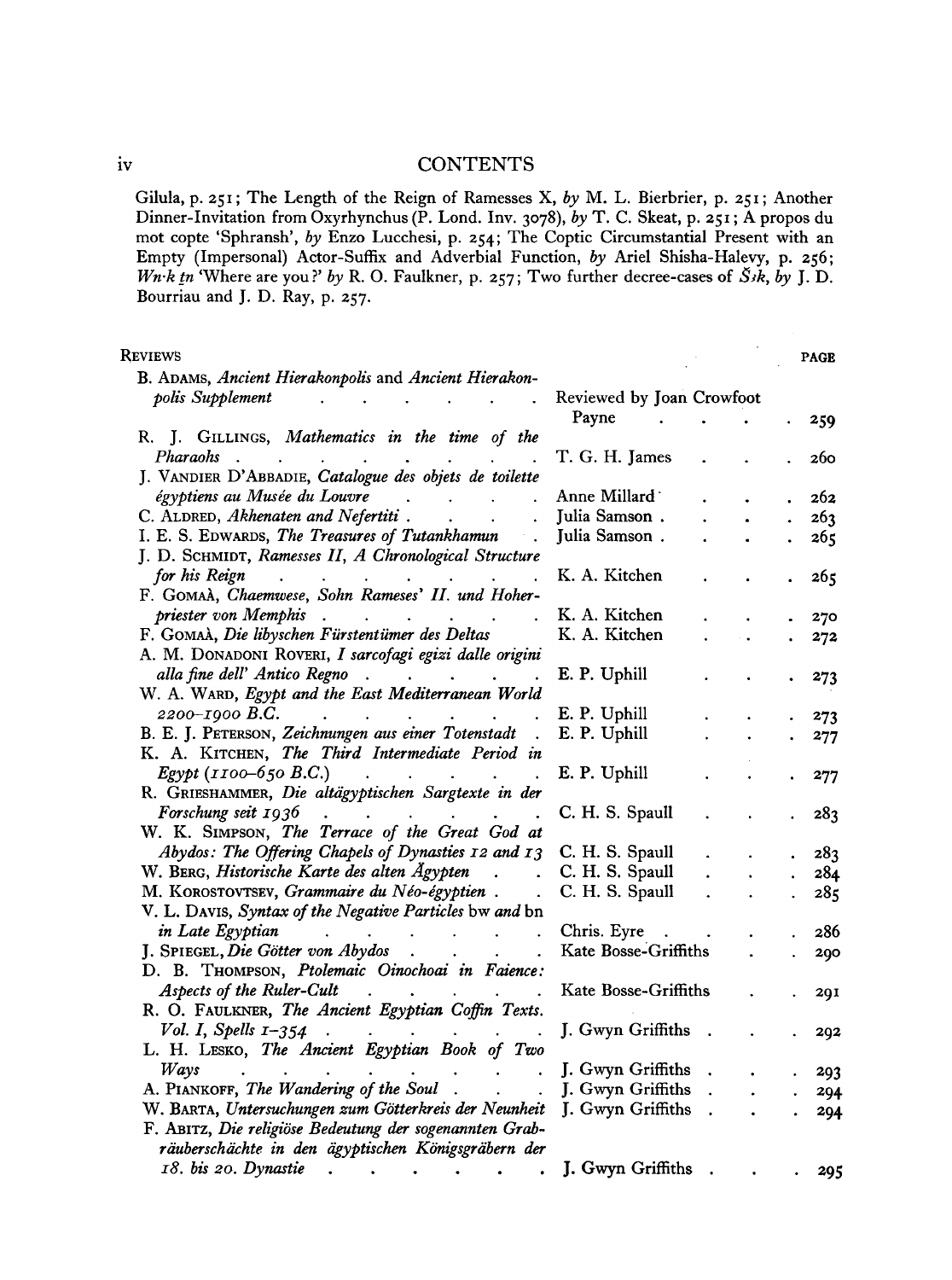Gilula, p. 251; The Length of the Reign of Ramesses X, *by* M. L. Bierbrier, p. 251; Another Dinner-Invitation from Oxyrhynchus (P. Lond. Inv. 3078), *by* T. C. Skeat, p. 251; A propos du mot copte 'Sphransh', *by* Enzo Lucchesi, p. 254; The Coptic Circumstantial Present with an Empty (Impersonal) Actor-Suffix and Adverbial Function, *by* Ariel Shisha-Halevy, p. 256; *Wn·k ṯn* 'Where are you?' *by* R. O. Faulkner, p. 257; Two further decree-cases of *Šȝk*, *by* J. D. Bourriau and J. D. Ray, p. 257.

## Reviews

| | | PAGE |
|---|---|---|
| B. Adams, *Ancient Hierakonpolis* and *Ancient Hierakonpolis Supplement* | Reviewed by Joan Crowfoot Payne | 259 |
| R. J. Gillings, *Mathematics in the time of the Pharaohs* | T. G. H. James | 260 |
| J. Vandier d'Abbadie, *Catalogue des objets de toilette égyptiens au Musée du Louvre* | Anne Millard | 262 |
| C. Aldred, *Akhenaten and Nefertiti* | Julia Samson | 263 |
| I. E. S. Edwards, *The Treasures of Tutankhamun* | Julia Samson | 265 |
| J. D. Schmidt, *Ramesses II, A Chronological Structure for his Reign* | K. A. Kitchen | 265 |
| F. Gomaà, *Chaemwese, Sohn Rameses' II. und Hoherpriester von Memphis* | K. A. Kitchen | 270 |
| F. Gomaà, *Die libyschen Fürstentümer des Deltas* | K. A. Kitchen | 272 |
| A. M. Donadoni Roveri, *I sarcofagi egizi dalle origini alla fine dell' Antico Regno* | E. P. Uphill | 273 |
| W. A. Ward, *Egypt and the East Mediterranean World 2200–1900 B.C.* | E. P. Uphill | 273 |
| B. E. J. Peterson, *Zeichnungen aus einer Totenstadt* | E. P. Uphill | 277 |
| K. A. Kitchen, *The Third Intermediate Period in Egypt (1100–650 B.C.)* | E. P. Uphill | 277 |
| R. Grieshammer, *Die altägyptischen Sargtexte in der Forschung seit 1936* | C. H. S. Spaull | 283 |
| W. K. Simpson, *The Terrace of the Great God at Abydos: The Offering Chapels of Dynasties 12 and 13* | C. H. S. Spaull | 283 |
| W. Berg, *Historische Karte des alten Ägypten* | C. H. S. Spaull | 284 |
| M. Korostovtsev, *Grammaire du Néo-égyptien* | C. H. S. Spaull | 285 |
| V. L. Davis, *Syntax of the Negative Particles* bw *and* bn *in Late Egyptian* | Chris. Eyre | 286 |
| J. Spiegel, *Die Götter von Abydos* | Kate Bosse-Griffiths | 290 |
| D. B. Thompson, *Ptolemaic Oinochoai in Faience: Aspects of the Ruler-Cult* | Kate Bosse-Griffiths | 291 |
| R. O. Faulkner, *The Ancient Egyptian Coffin Texts. Vol. I, Spells 1–354* | J. Gwyn Griffiths | 292 |
| L. H. Lesko, *The Ancient Egyptian Book of Two Ways* | J. Gwyn Griffiths | 293 |
| A. Piankoff, *The Wandering of the Soul* | J. Gwyn Griffiths | 294 |
| W. Barta, *Untersuchungen zum Götterkreis der Neunheit* | J. Gwyn Griffiths | 294 |
| F. Abitz, *Die religiöse Bedeutung der sogenannten Grabräuberschächte in den ägyptischen Königsgräbern der 18. bis 20. Dynastie* | J. Gwyn Griffiths | 295 |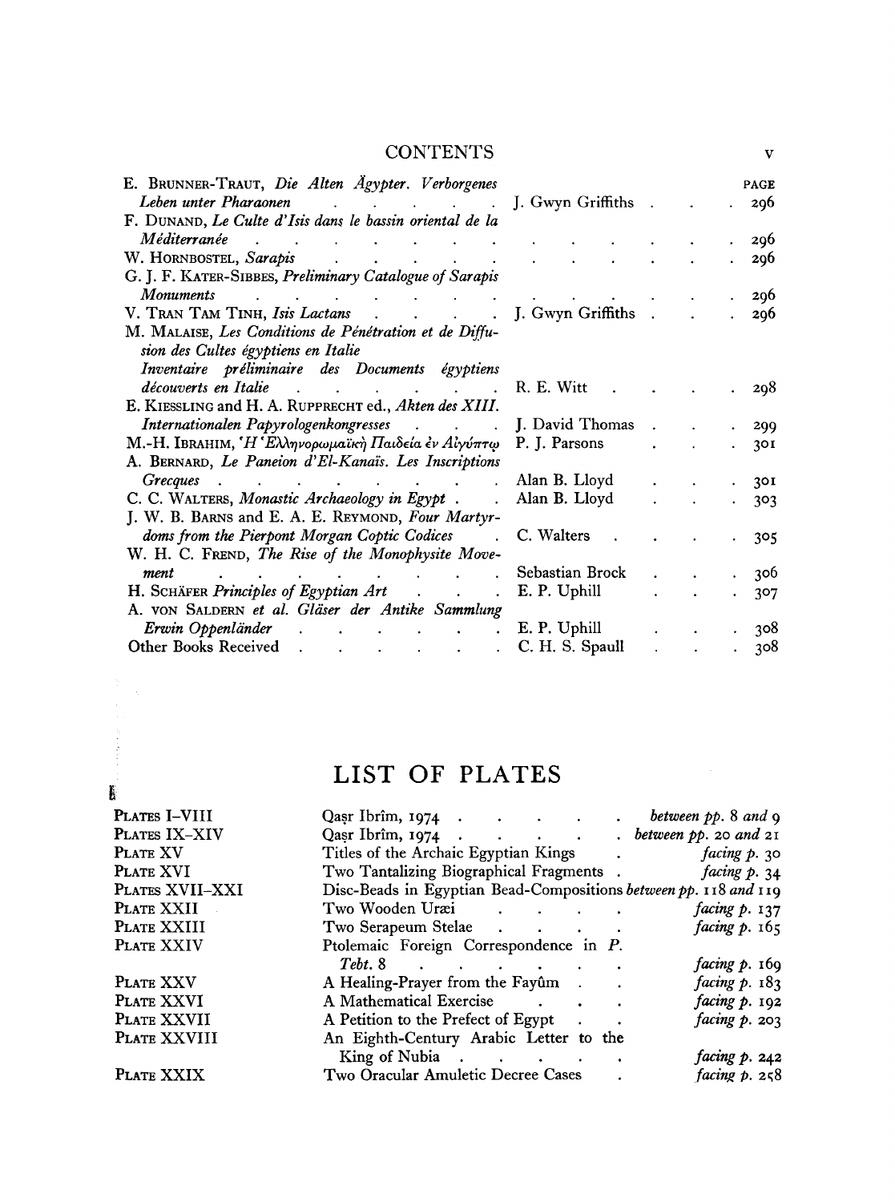## CONTENTS

| | | PAGE |
|---|---|---|
| E. Brunner-Traut, *Die Alten Ägypter. Verborgenes Leben unter Pharaonen* | J. Gwyn Griffiths | 296 |
| F. Dunand, *Le Culte d'Isis dans le bassin oriental de la Méditerranée* | | 296 |
| W. Hornbostel, *Sarapis* | | 296 |
| G. J. F. Kater-Sibbes, *Preliminary Catalogue of Sarapis Monuments* | | 296 |
| V. Tran Tam Tinh, *Isis Lactans* | J. Gwyn Griffiths | 296 |
| M. Malaise, *Les Conditions de Pénétration et de Diffusion des Cultes égyptiens en Italie* *Inventaire préliminaire des Documents égyptiens découverts en Italie* | R. E. Witt | 298 |
| E. Kiessling and H. A. Rupprecht ed., *Akten des XIII. Internationalen Papyrologenkongresses* | J. David Thomas | 299 |
| M.-H. Ibrahim, *Ἡ Ἑλληνορωμαϊκὴ Παιδεία ἐν Αἰγύπτῳ* | P. J. Parsons | 301 |
| A. Bernard, *Le Paneion d'El-Kanaïs. Les Inscriptions Grecques* | Alan B. Lloyd | 301 |
| C. C. Walters, *Monastic Archaeology in Egypt* | Alan B. Lloyd | 303 |
| J. W. B. Barns and E. A. E. Reymond, *Four Martyrdoms from the Pierpont Morgan Coptic Codices* | C. Walters | 305 |
| W. H. C. Frend, *The Rise of the Monophysite Movement* | Sebastian Brock | 306 |
| H. Schäfer *Principles of Egyptian Art* | E. P. Uphill | 307 |
| A. von Saldern *et al. Gläser der Antike Sammlung Erwin Oppenländer* | E. P. Uphill | 308 |
| Other Books Received | C. H. S. Spaull | 308 |

## LIST OF PLATES

| | | |
|---|---|---|
| Plates I–VIII | Qaṣr Ibrîm, 1974 | *between pp.* 8 *and* 9 |
| Plates IX–XIV | Qaṣr Ibrîm, 1974 | *between pp.* 20 *and* 21 |
| Plate XV | Titles of the Archaic Egyptian Kings | *facing p.* 30 |
| Plate XVI | Two Tantalizing Biographical Fragments | *facing p.* 34 |
| Plates XVII–XXI | Disc-Beads in Egyptian Bead-Compositions | *between pp.* 118 *and* 119 |
| Plate XXII | Two Wooden Uræi | *facing p.* 137 |
| Plate XXIII | Two Serapeum Stelae | *facing p.* 165 |
| Plate XXIV | Ptolemaic Foreign Correspondence in *P. Tebt.* 8 | *facing p.* 169 |
| Plate XXV | A Healing-Prayer from the Fayûm | *facing p.* 183 |
| Plate XXVI | A Mathematical Exercise | *facing p.* 192 |
| Plate XXVII | A Petition to the Prefect of Egypt | *facing p.* 203 |
| Plate XXVIII | An Eighth-Century Arabic Letter to the King of Nubia | *facing p.* 242 |
| Plate XXIX | Two Oracular Amuletic Decree Cases | *facing p.* 258 |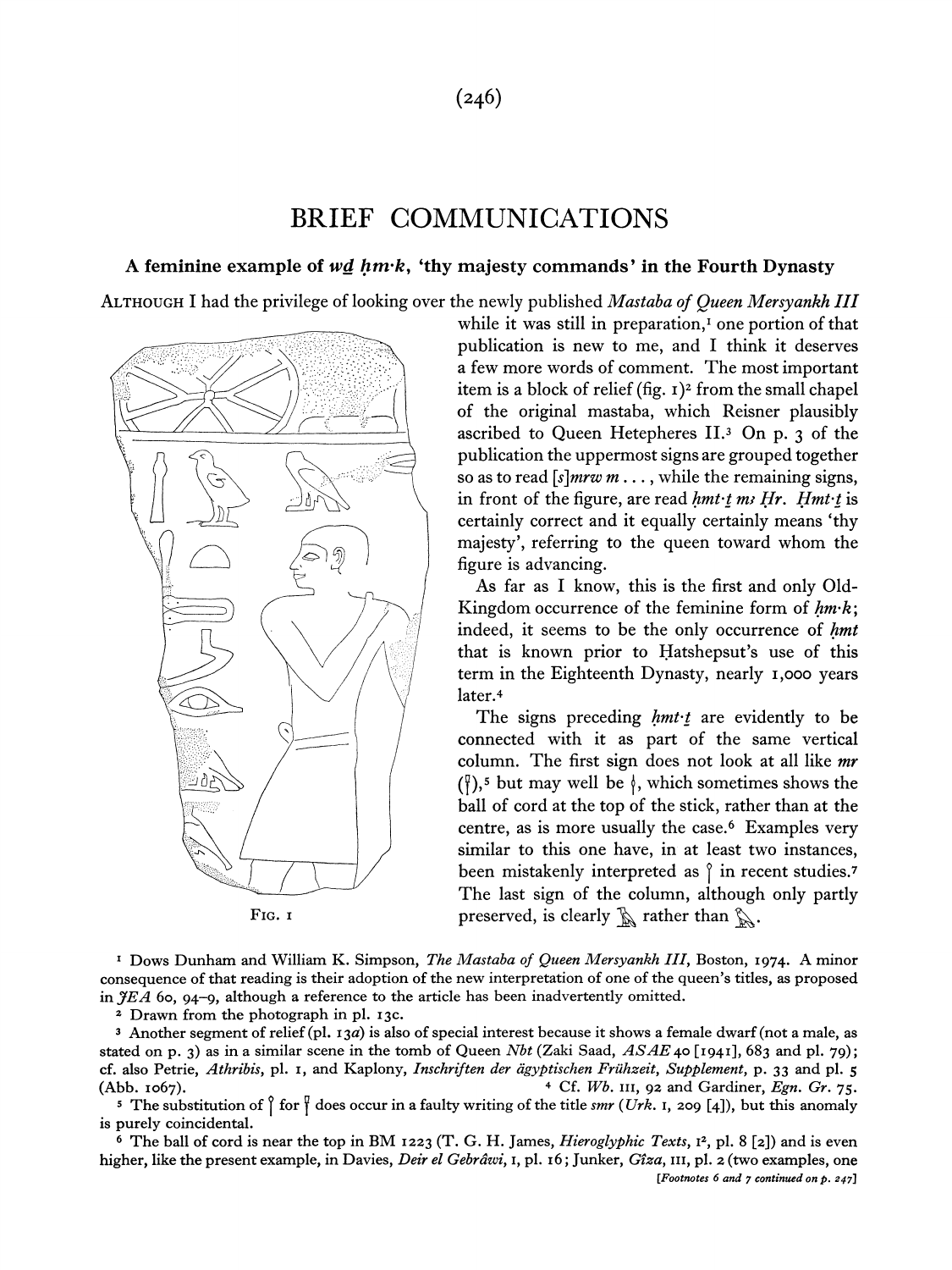# BRIEF COMMUNICATIONS

## A feminine example of *wḏ ḥm·k*, 'thy majesty commands' in the Fourth Dynasty

ALTHOUGH I had the privilege of looking over the newly published *Mastaba of Queen Mersyankh III* while it was still in preparation,[1] one portion of that publication is new to me, and I think it deserves a few more words of comment. The most important item is a block of relief (fig. 1)[2] from the small chapel of the original mastaba, which Reisner plausibly ascribed to Queen Hetepheres II.[3] On p. 3 of the publication the uppermost signs are grouped together so as to read *[s]mrw m . . .*, while the remaining signs, in front of the figure, are read *ḥmt·ṯ mꜣ Ḥr*. *Ḥmt·ṯ* is certainly correct and it equally certainly means 'thy majesty', referring to the queen toward whom the figure is advancing.

FIG. 1

As far as I know, this is the first and only Old-Kingdom occurrence of the feminine form of *ḥm·k*; indeed, it seems to be the only occurrence of *ḥmt* that is known prior to Ḥatshepsut's use of this term in the Eighteenth Dynasty, nearly 1,000 years later.[4]

The signs preceding *ḥmt·ṯ* are evidently to be connected with it as part of the same vertical column. The first sign does not look at all like *mr* (𓍋),[5] but may well be 𓌃, which sometimes shows the ball of cord at the top of the stick, rather than at the centre, as is more usually the case.[6] Examples very similar to this one have, in at least two instances, been mistakenly interpreted as 𓍋 in recent studies.[7] The last sign of the column, although only partly preserved, is clearly 𓅓 rather than 𓅐.

---

[1] Dows Dunham and William K. Simpson, *The Mastaba of Queen Mersyankh III*, Boston, 1974. A minor consequence of that reading is their adoption of the new interpretation of one of the queen's titles, as proposed in *JEA* 60, 94–9, although a reference to the article has been inadvertently omitted.

[2] Drawn from the photograph in pl. 13c.

[3] Another segment of relief (pl. 13a) is also of special interest because it shows a female dwarf (not a male, as stated on p. 3) as in a similar scene in the tomb of Queen *Nbt* (Zaki Saad, *ASAE* 40 [1941], 683 and pl. 79); cf. also Petrie, *Athribis*, pl. 1, and Kaplony, *Inschriften der ägyptischen Frühzeit, Supplement*, p. 33 and pl. 5 (Abb. 1067).

[4] Cf. *Wb.* III, 92 and Gardiner, *Egn. Gr.* 75.

[5] The substitution of 𓍋 for 𓌃 does occur in a faulty writing of the title *smr* (*Urk.* I, 209 [4]), but this anomaly is purely coincidental.

[6] The ball of cord is near the top in BM 1223 (T. G. H. James, *Hieroglyphic Texts*, I², pl. 8 [2]) and is even higher, like the present example, in Davies, *Deir el Gebrâwi*, I, pl. 16; Junker, *Gîza*, III, pl. 2 (two examples, one

[*Footnotes 6 and 7 continued on p. 247*]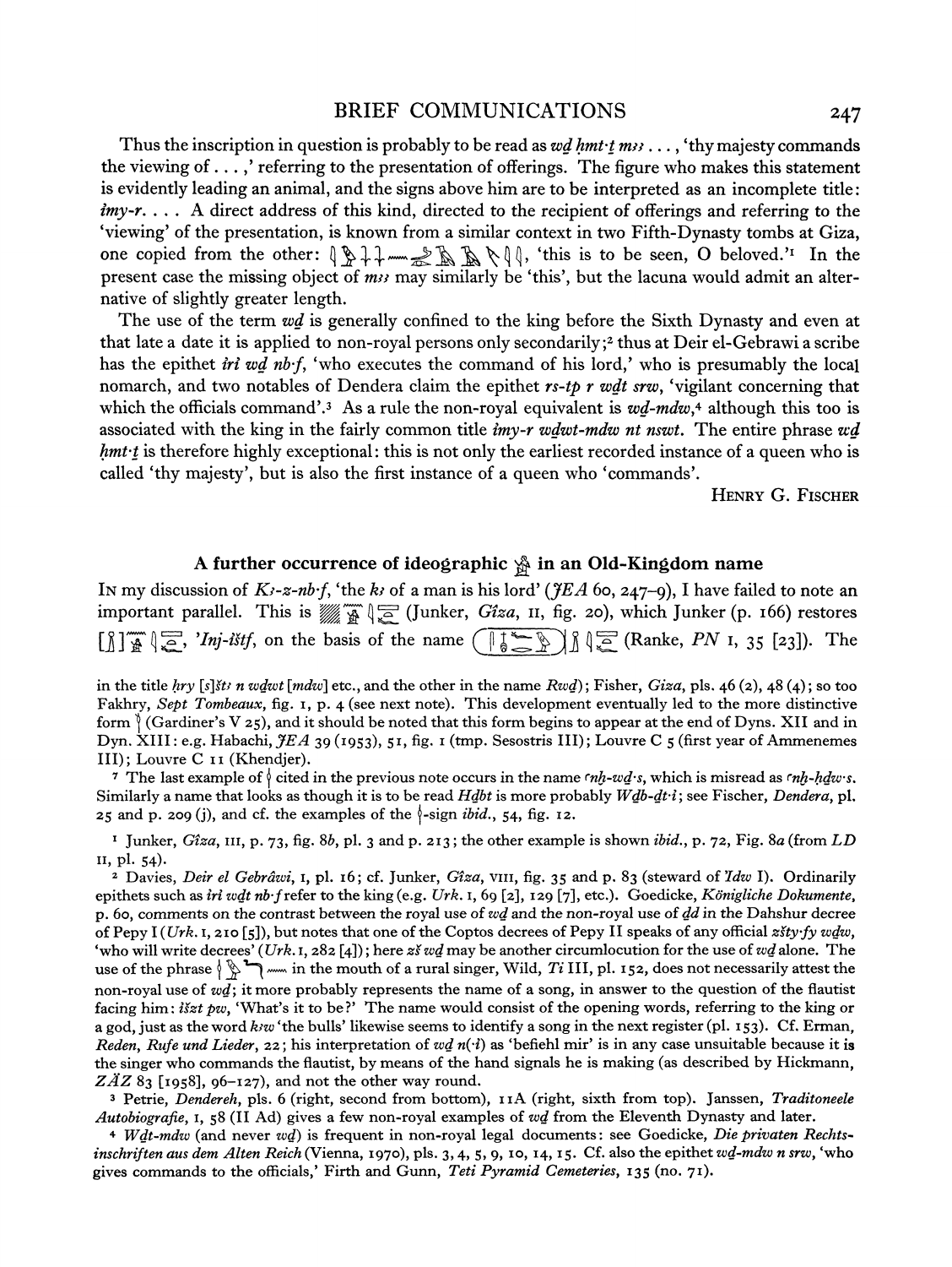Thus the inscription in question is probably to be read as *wḏ ḥmt·ṯ mꜣꜣ* . . . , 'thy majesty commands the viewing of . . . ,' referring to the presentation of offerings. The figure who makes this statement is evidently leading an animal, and the signs above him are to be interpreted as an incomplete title: *imy-r*. . . . A direct address of this kind, directed to the recipient of offerings and referring to the 'viewing' of the presentation, is known from a similar context in two Fifth-Dynasty tombs at Giza, one copied from the other: [hieroglyphs], 'this is to be seen, O beloved.'[1] In the present case the missing object of *mꜣꜣ* may similarly be 'this', but the lacuna would admit an alternative of slightly greater length.

The use of the term *wḏ* is generally confined to the king before the Sixth Dynasty and even at that late a date it is applied to non-royal persons only secondarily;[2] thus at Deir el-Gebrawi a scribe has the epithet *iri wḏ nb·f*, 'who executes the command of his lord,' who is presumably the local nomarch, and two notables of Dendera claim the epithet *rs-tp r wḏt srw*, 'vigilant concerning that which the officials command'.[3] As a rule the non-royal equivalent is *wḏ-mdw*,[4] although this too is associated with the king in the fairly common title *imy-r wḏwt-mdw nt nswt*. The entire phrase *wḏ ḥmt·ṯ* is therefore highly exceptional: this is not only the earliest recorded instance of a queen who is called 'thy majesty', but is also the first instance of a queen who 'commands'.

HENRY G. FISCHER

## A further occurrence of ideographic [hieroglyph] in an Old-Kingdom name

IN my discussion of *Kꜣ-z-nb·f*, 'the *kꜣ* of a man is his lord' (*JEA* 60, 247–9), I have failed to note an important parallel. This is [hieroglyphs] (Junker, *Gîza*, II, fig. 20), which Junker (p. 166) restores [hieroglyphs], *'Inj-ištf*, on the basis of the name [hieroglyphs] (Ranke, *PN* I, 35 [23]). The

in the title *ḥry [s]štꜣ n wḏwt [mdw]* etc., and the other in the name *Rwḏ*); Fisher, *Giza*, pls. 46 (2), 48 (4); so too Fakhry, *Sept Tombeaux*, fig. 1, p. 4 (see next note). This development eventually led to the more distinctive form [hieroglyph] (Gardiner's V 25), and it should be noted that this form begins to appear at the end of Dyns. XII and in Dyn. XIII: e.g. Habachi, *JEA* 39 (1953), 51, fig. 1 (tmp. Sesostris III); Louvre C 5 (first year of Ammenemes III); Louvre C 11 (Khendjer).

7 The last example of [hieroglyph] cited in the previous note occurs in the name *ꜥnḫ-wḏ·s*, which is misread as *ꜥnḫ-ḥḏw·s*. Similarly a name that looks as though it is to be read *Ḥḏbt* is more probably *Wḏb-ḏt·i*; see Fischer, *Dendera*, pl. 25 and p. 209 (j), and cf. the examples of the [hieroglyph]-sign *ibid.*, 54, fig. 12.

1 Junker, *Gîza*, III, p. 73, fig. 8*b*, pl. 3 and p. 213; the other example is shown *ibid.*, p. 72, Fig. 8*a* (from *LD* II, pl. 54).

2 Davies, *Deir el Gebrâwi*, I, pl. 16; cf. Junker, *Gîza*, VIII, fig. 35 and p. 83 (steward of *'Idw* I). Ordinarily epithets such as *iri wḏt nb·f* refer to the king (e.g. *Urk.* I, 69 [2], 129 [7], etc.). Goedicke, *Königliche Dokumente*, p. 60, comments on the contrast between the royal use of *wḏ* and the non-royal use of *ḏd* in the Dahshur decree of Pepy I (*Urk.* I, 210 [5]), but notes that one of the Coptos decrees of Pepy II speaks of any official *zšty·fy wḏw*, 'who will write decrees' (*Urk.* I, 282 [4]); here *zš wḏ* may be another circumlocution for the use of *wḏ* alone. The use of the phrase [hieroglyphs] in the mouth of a rural singer, Wild, *Ti* III, pl. 152, does not necessarily attest the non-royal use of *wḏ*; it more probably represents the name of a song, in answer to the question of the flautist facing him: *išzt pw*, 'What's it to be?' The name would consist of the opening words, referring to the king or a god, just as the word *kꜣw* 'the bulls' likewise seems to identify a song in the next register (pl. 153). Cf. Erman, *Reden, Rufe und Lieder*, 22; his interpretation of *wḏ n(·i)* as 'befiehl mir' is in any case unsuitable because it is the singer who commands the flautist, by means of the hand signals he is making (as described by Hickmann, *ZÄZ* 83 [1958], 96–127), and not the other way round.

3 Petrie, *Dendereh*, pls. 6 (right, second from bottom), 11A (right, sixth from top). Janssen, *Traditoneele Autobiografie*, I, 58 (II Ad) gives a few non-royal examples of *wḏ* from the Eleventh Dynasty and later.

4 *Wḏt-mdw* (and never *wḏ*) is frequent in non-royal legal documents: see Goedicke, *Die privaten Rechtsinschriften aus dem Alten Reich* (Vienna, 1970), pls. 3, 4, 5, 9, 10, 14, 15. Cf. also the epithet *wḏ-mdw n srw*, 'who gives commands to the officials,' Firth and Gunn, *Teti Pyramid Cemeteries*, 135 (no. 71).